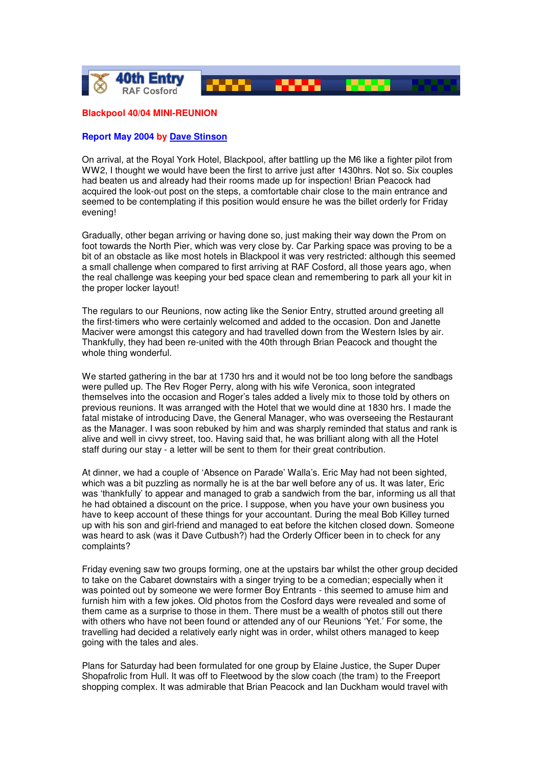40th Entry RAF Cosford

## Blackpool 40/04 MINI-REUNION

**Report May 2004 by Dave Stinson**

On arrival, at the Royal York Hotel, Blackpool, after battling up the M6 like a fighter pilot from WW2, I thought we would have been the first to arrive just after 1430hrs. Not so. Six couples had beaten us and already had their rooms made up for inspection! Brian Peacock had acquired the look-out post on the steps, a comfortable chair close to the main entrance and seemed to be contemplating if this position would ensure he was the billet orderly for Friday evening!

Gradually, other began arriving or having done so, just making their way down the Prom on foot towards the North Pier, which was very close by. Car Parking space was proving to be a bit of an obstacle as like most hotels in Blackpool it was very restricted: although this seemed a small challenge when compared to first arriving at RAF Cosford, all those years ago, when the real challenge was keeping your bed space clean and remembering to park all your kit in the proper locker layout!

The regulars to our Reunions, now acting like the Senior Entry, strutted around greeting all the first-timers who were certainly welcomed and added to the occasion. Don and Janette Maciver were amongst this category and had travelled down from the Western Isles by air. Thankfully, they had been re-united with the 40th through Brian Peacock and thought the whole thing wonderful.

We started gathering in the bar at 1730 hrs and it would not be too long before the sandbags were pulled up. The Rev Roger Perry, along with his wife Veronica, soon integrated themselves into the occasion and Roger's tales added a lively mix to those told by others on previous reunions. It was arranged with the Hotel that we would dine at 1830 hrs. I made the fatal mistake of introducing Dave, the General Manager, who was overseeing the Restaurant as the Manager. I was soon rebuked by him and was sharply reminded that status and rank is alive and well in civvy street, too. Having said that, he was brilliant along with all the Hotel staff during our stay - a letter will be sent to them for their great contribution.

At dinner, we had a couple of 'Absence on Parade' Walla's. Eric May had not been sighted, which was a bit puzzling as normally he is at the bar well before any of us. It was later, Eric was 'thankfully' to appear and managed to grab a sandwich from the bar, informing us all that he had obtained a discount on the price. I suppose, when you have your own business you have to keep account of these things for your accountant. During the meal Bob Killey turned up with his son and girl-friend and managed to eat before the kitchen closed down. Someone was heard to ask (was it Dave Cutbush?) had the Orderly Officer been in to check for any complaints?

Friday evening saw two groups forming, one at the upstairs bar whilst the other group decided to take on the Cabaret downstairs with a singer trying to be a comedian; especially when it was pointed out by someone we were former Boy Entrants - this seemed to amuse him and furnish him with a few jokes. Old photos from the Cosford days were revealed and some of them came as a surprise to those in them. There must be a wealth of photos still out there with others who have not been found or attended any of our Reunions 'Yet.' For some, the travelling had decided a relatively early night was in order, whilst others managed to keep going with the tales and ales.

Plans for Saturday had been formulated for one group by Elaine Justice, the Super Duper Shopafrolic from Hull. It was off to Fleetwood by the slow coach (the tram) to the Freeport shopping complex. It was admirable that Brian Peacock and Ian Duckham would travel with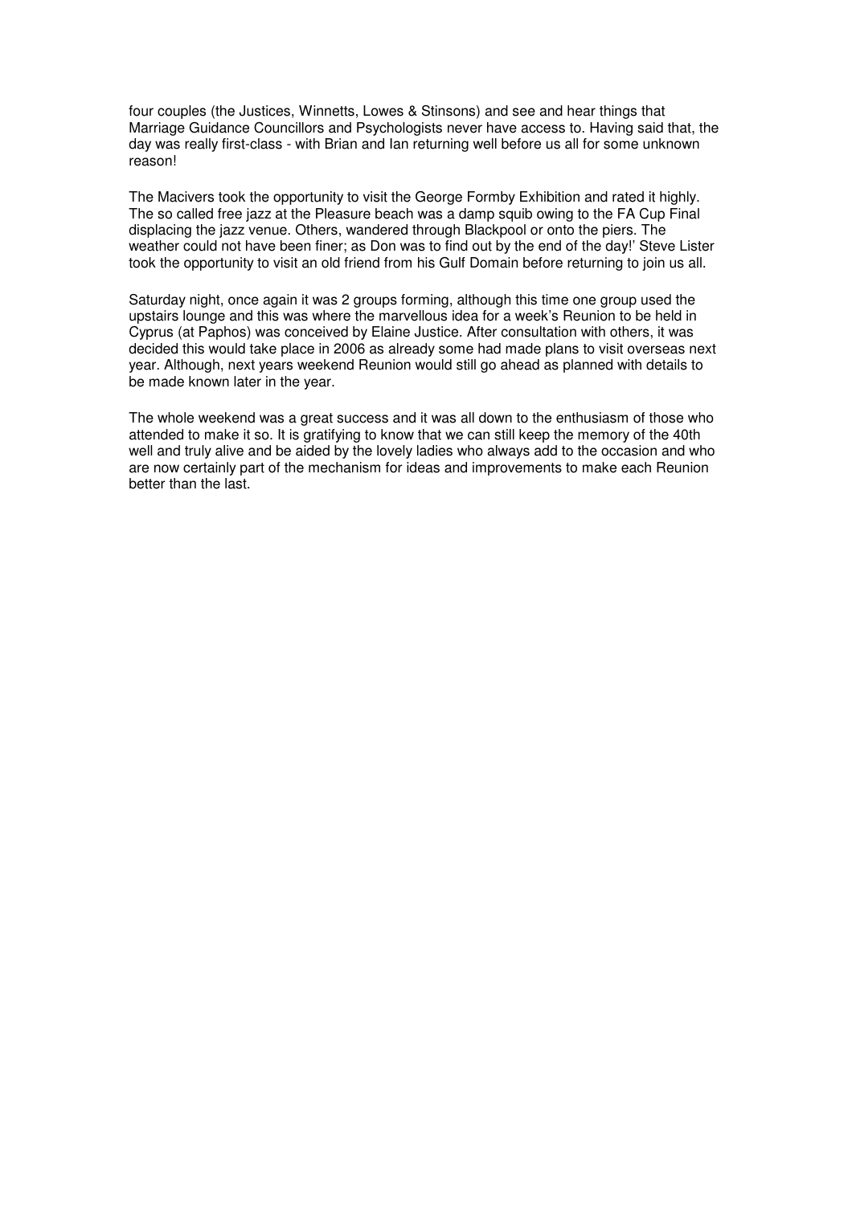four couples (the Justices, Winnetts, Lowes & Stinsons) and see and hear things that Marriage Guidance Councillors and Psychologists never have access to. Having said that, the day was really first-class - with Brian and Ian returning well before us all for some unknown reason!

The Macivers took the opportunity to visit the George Formby Exhibition and rated it highly. The so called free jazz at the Pleasure beach was a damp squib owing to the FA Cup Final displacing the jazz venue. Others, wandered through Blackpool or onto the piers. The weather could not have been finer; as Don was to find out by the end of the day!' Steve Lister took the opportunity to visit an old friend from his Gulf Domain before returning to join us all.

Saturday night, once again it was 2 groups forming, although this time one group used the upstairs lounge and this was where the marvellous idea for a week's Reunion to be held in Cyprus (at Paphos) was conceived by Elaine Justice. After consultation with others, it was decided this would take place in 2006 as already some had made plans to visit overseas next year. Although, next years weekend Reunion would still go ahead as planned with details to be made known later in the year.

The whole weekend was a great success and it was all down to the enthusiasm of those who attended to make it so. It is gratifying to know that we can still keep the memory of the 40th well and truly alive and be aided by the lovely ladies who always add to the occasion and who are now certainly part of the mechanism for ideas and improvements to make each Reunion better than the last.